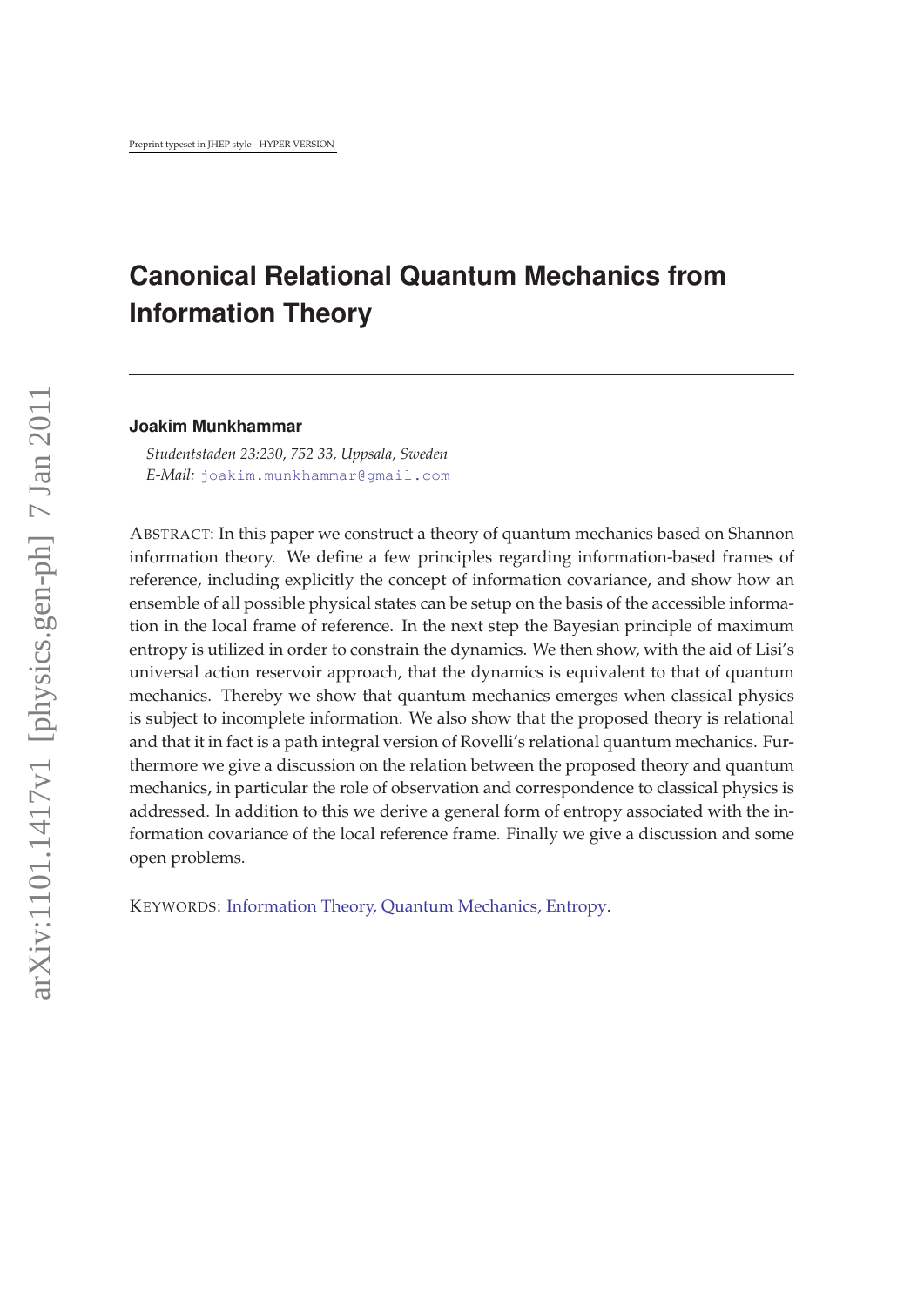# Canonical Relational Quantum Mechanics from Information Theory

**Joakim Munkhammar**

*Studentstaden 23:230, 752 33, Uppsala, Sweden*
*E-Mail:* joakim.munkhammar@gmail.com

ABSTRACT: In this paper we construct a theory of quantum mechanics based on Shannon information theory. We define a few principles regarding information-based frames of reference, including explicitly the concept of information covariance, and show how an ensemble of all possible physical states can be setup on the basis of the accessible information in the local frame of reference. In the next step the Bayesian principle of maximum entropy is utilized in order to constrain the dynamics. We then show, with the aid of Lisi's universal action reservoir approach, that the dynamics is equivalent to that of quantum mechanics. Thereby we show that quantum mechanics emerges when classical physics is subject to incomplete information. We also show that the proposed theory is relational and that it in fact is a path integral version of Rovelli's relational quantum mechanics. Furthermore we give a discussion on the relation between the proposed theory and quantum mechanics, in particular the role of observation and correspondence to classical physics is addressed. In addition to this we derive a general form of entropy associated with the information covariance of the local reference frame. Finally we give a discussion and some open problems.

KEYWORDS: Information Theory, Quantum Mechanics, Entropy.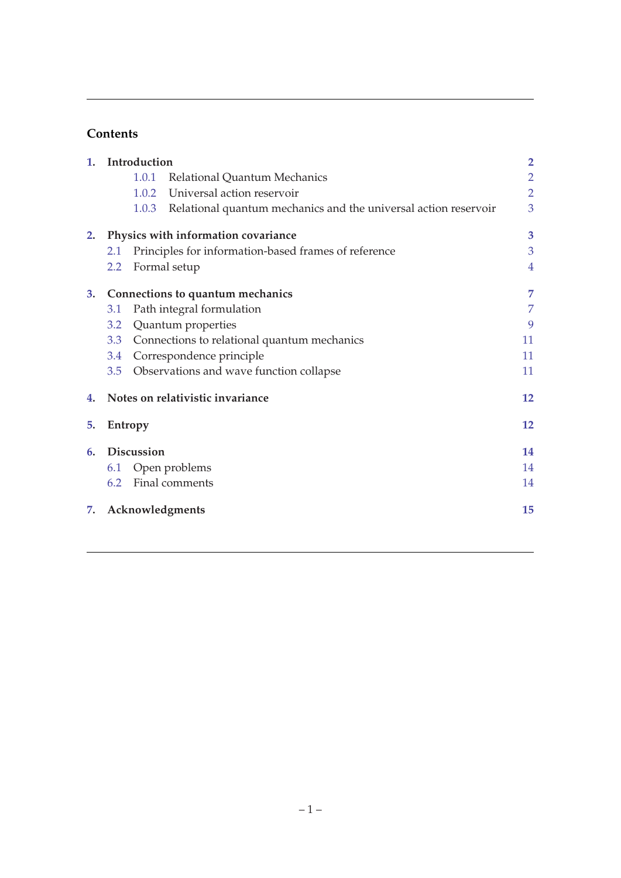## Contents

1. **Introduction** — 2
    - 1.0.1 Relational Quantum Mechanics — 2
    - 1.0.2 Universal action reservoir — 2
    - 1.0.3 Relational quantum mechanics and the universal action reservoir — 3
2. **Physics with information covariance** — 3
    - 2.1 Principles for information-based frames of reference — 3
    - 2.2 Formal setup — 4
3. **Connections to quantum mechanics** — 7
    - 3.1 Path integral formulation — 7
    - 3.2 Quantum properties — 9
    - 3.3 Connections to relational quantum mechanics — 11
    - 3.4 Correspondence principle — 11
    - 3.5 Observations and wave function collapse — 11
4. **Notes on relativistic invariance** — 12
5. **Entropy** — 12
6. **Discussion** — 14
    - 6.1 Open problems — 14
    - 6.2 Final comments — 14
7. **Acknowledgments** — 15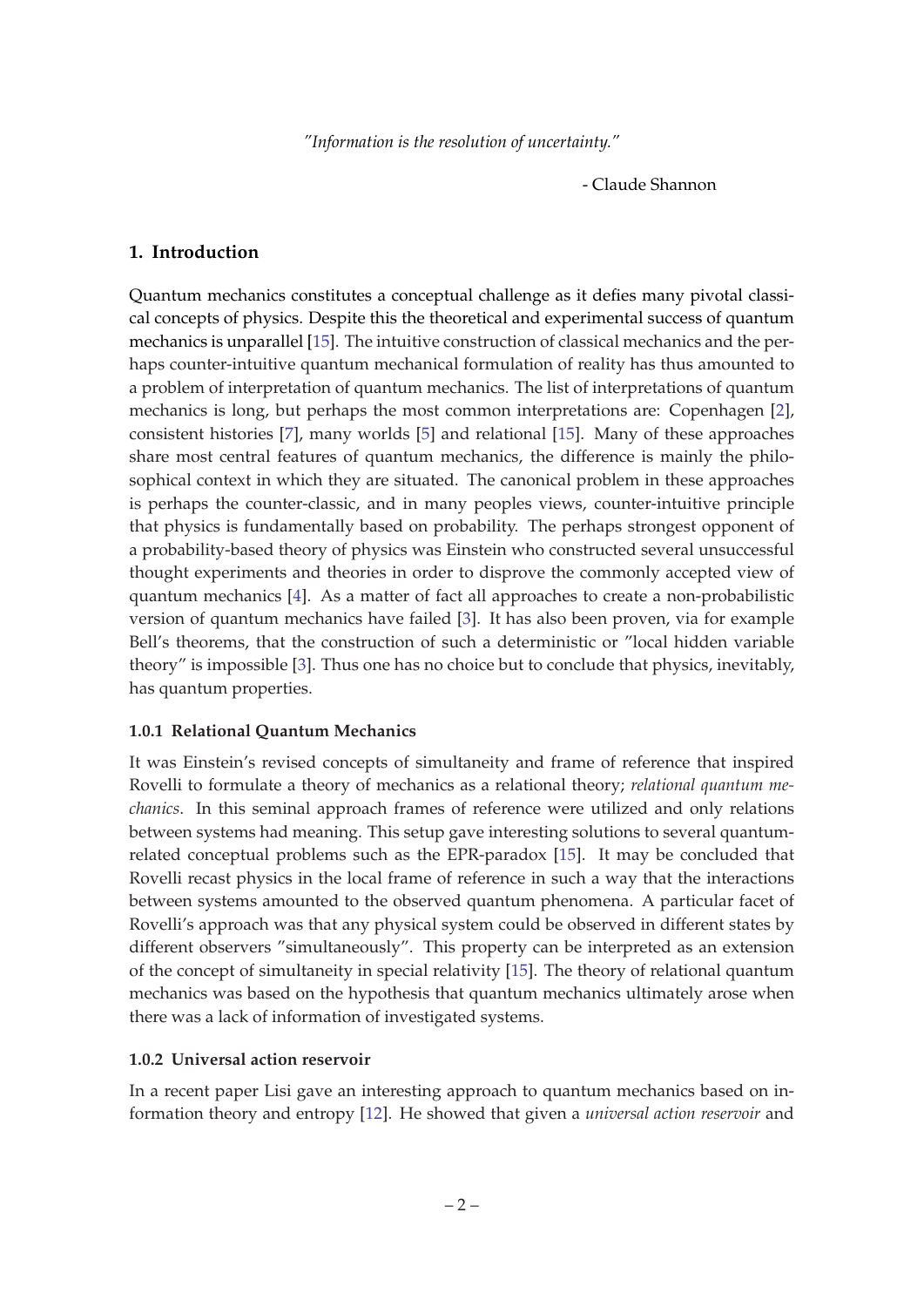*"Information is the resolution of uncertainty."*

- Claude Shannon

## 1. Introduction

Quantum mechanics constitutes a conceptual challenge as it defies many pivotal classical concepts of physics. Despite this the theoretical and experimental success of quantum mechanics is unparallel [15]. The intuitive construction of classical mechanics and the perhaps counter-intuitive quantum mechanical formulation of reality has thus amounted to a problem of interpretation of quantum mechanics. The list of interpretations of quantum mechanics is long, but perhaps the most common interpretations are: Copenhagen [2], consistent histories [7], many worlds [5] and relational [15]. Many of these approaches share most central features of quantum mechanics, the difference is mainly the philosophical context in which they are situated. The canonical problem in these approaches is perhaps the counter-classic, and in many peoples views, counter-intuitive principle that physics is fundamentally based on probability. The perhaps strongest opponent of a probability-based theory of physics was Einstein who constructed several unsuccessful thought experiments and theories in order to disprove the commonly accepted view of quantum mechanics [4]. As a matter of fact all approaches to create a non-probabilistic version of quantum mechanics have failed [3]. It has also been proven, via for example Bell's theorems, that the construction of such a deterministic or "local hidden variable theory" is impossible [3]. Thus one has no choice but to conclude that physics, inevitably, has quantum properties.

#### 1.0.1 Relational Quantum Mechanics

It was Einstein's revised concepts of simultaneity and frame of reference that inspired Rovelli to formulate a theory of mechanics as a relational theory; *relational quantum mechanics*. In this seminal approach frames of reference were utilized and only relations between systems had meaning. This setup gave interesting solutions to several quantum-related conceptual problems such as the EPR-paradox [15]. It may be concluded that Rovelli recast physics in the local frame of reference in such a way that the interactions between systems amounted to the observed quantum phenomena. A particular facet of Rovelli's approach was that any physical system could be observed in different states by different observers "simultaneously". This property can be interpreted as an extension of the concept of simultaneity in special relativity [15]. The theory of relational quantum mechanics was based on the hypothesis that quantum mechanics ultimately arose when there was a lack of information of investigated systems.

#### 1.0.2 Universal action reservoir

In a recent paper Lisi gave an interesting approach to quantum mechanics based on information theory and entropy [12]. He showed that given a *universal action reservoir* and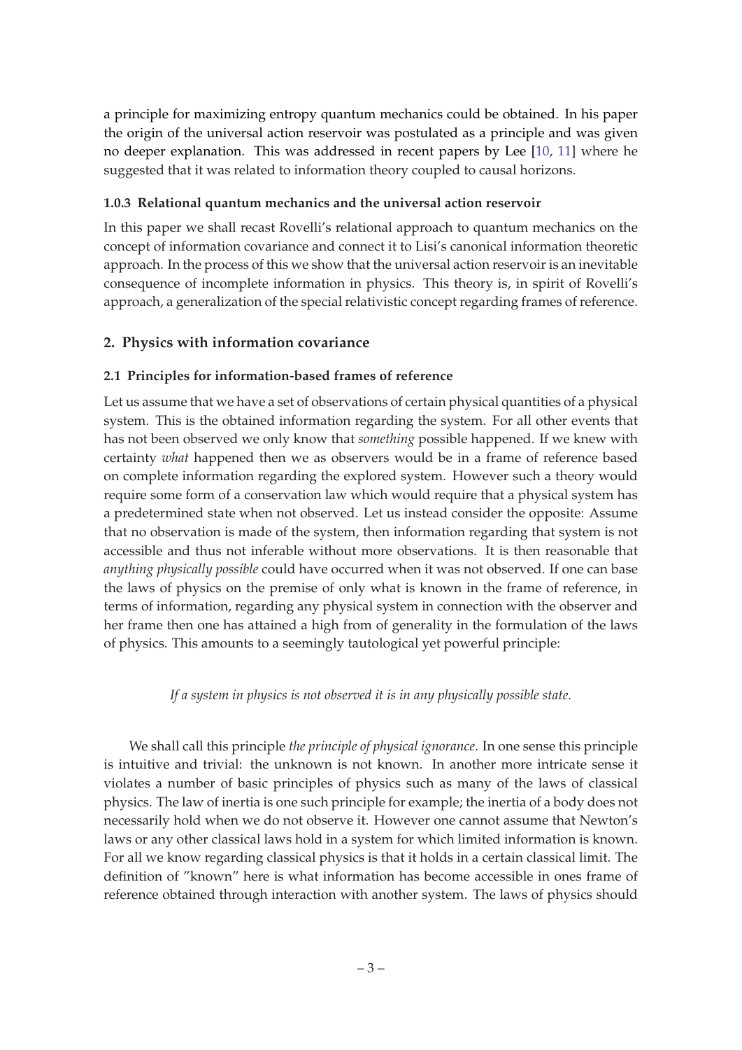a principle for maximizing entropy quantum mechanics could be obtained. In his paper the origin of the universal action reservoir was postulated as a principle and was given no deeper explanation. This was addressed in recent papers by Lee [10, 11] where he suggested that it was related to information theory coupled to causal horizons.

#### 1.0.3 Relational quantum mechanics and the universal action reservoir

In this paper we shall recast Rovelli's relational approach to quantum mechanics on the concept of information covariance and connect it to Lisi's canonical information theoretic approach. In the process of this we show that the universal action reservoir is an inevitable consequence of incomplete information in physics. This theory is, in spirit of Rovelli's approach, a generalization of the special relativistic concept regarding frames of reference.

## 2. Physics with information covariance

### 2.1 Principles for information-based frames of reference

Let us assume that we have a set of observations of certain physical quantities of a physical system. This is the obtained information regarding the system. For all other events that has not been observed we only know that *something* possible happened. If we knew with certainty *what* happened then we as observers would be in a frame of reference based on complete information regarding the explored system. However such a theory would require some form of a conservation law which would require that a physical system has a predetermined state when not observed. Let us instead consider the opposite: Assume that no observation is made of the system, then information regarding that system is not accessible and thus not inferable without more observations. It is then reasonable that *anything physically possible* could have occurred when it was not observed. If one can base the laws of physics on the premise of only what is known in the frame of reference, in terms of information, regarding any physical system in connection with the observer and her frame then one has attained a high from of generality in the formulation of the laws of physics. This amounts to a seemingly tautological yet powerful principle:

*If a system in physics is not observed it is in any physically possible state.*

We shall call this principle *the principle of physical ignorance*. In one sense this principle is intuitive and trivial: the unknown is not known. In another more intricate sense it violates a number of basic principles of physics such as many of the laws of classical physics. The law of inertia is one such principle for example; the inertia of a body does not necessarily hold when we do not observe it. However one cannot assume that Newton's laws or any other classical laws hold in a system for which limited information is known. For all we know regarding classical physics is that it holds in a certain classical limit. The definition of "known" here is what information has become accessible in ones frame of reference obtained through interaction with another system. The laws of physics should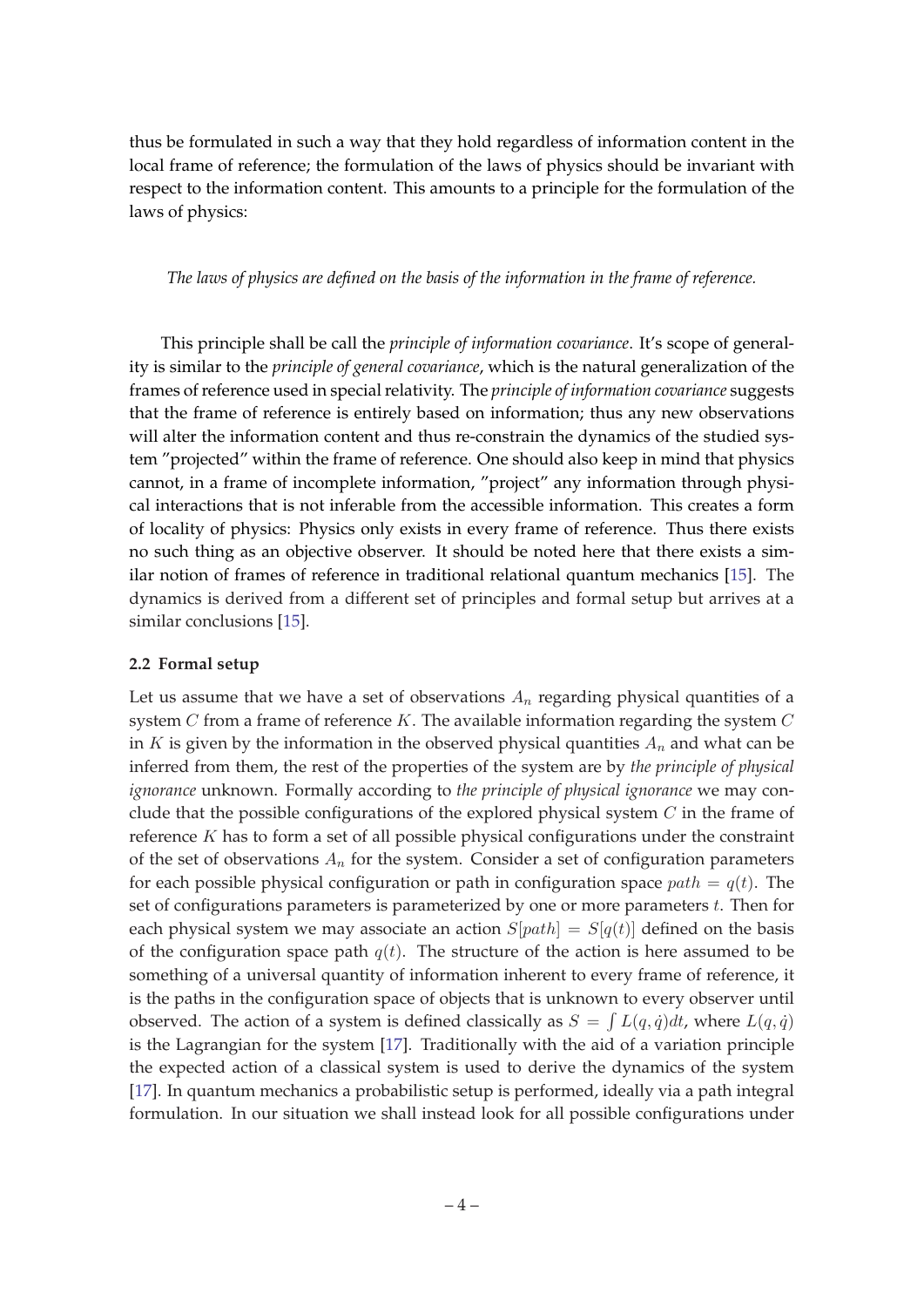thus be formulated in such a way that they hold regardless of information content in the local frame of reference; the formulation of the laws of physics should be invariant with respect to the information content. This amounts to a principle for the formulation of the laws of physics:

*The laws of physics are defined on the basis of the information in the frame of reference.*

This principle shall be call the *principle of information covariance*. It's scope of generality is similar to the *principle of general covariance*, which is the natural generalization of the frames of reference used in special relativity. The *principle of information covariance* suggests that the frame of reference is entirely based on information; thus any new observations will alter the information content and thus re-constrain the dynamics of the studied system "projected" within the frame of reference. One should also keep in mind that physics cannot, in a frame of incomplete information, "project" any information through physical interactions that is not inferable from the accessible information. This creates a form of locality of physics: Physics only exists in every frame of reference. Thus there exists no such thing as an objective observer. It should be noted here that there exists a similar notion of frames of reference in traditional relational quantum mechanics [15]. The dynamics is derived from a different set of principles and formal setup but arrives at a similar conclusions [15].

### 2.2 Formal setup

Let us assume that we have a set of observations $A_n$ regarding physical quantities of a system $C$ from a frame of reference $K$. The available information regarding the system $C$ in $K$ is given by the information in the observed physical quantities $A_n$ and what can be inferred from them, the rest of the properties of the system are by *the principle of physical ignorance* unknown. Formally according to *the principle of physical ignorance* we may conclude that the possible configurations of the explored physical system $C$ in the frame of reference $K$ has to form a set of all possible physical configurations under the constraint of the set of observations $A_n$ for the system. Consider a set of configuration parameters for each possible physical configuration or path in configuration space $path = q(t)$. The set of configurations parameters is parameterized by one or more parameters $t$. Then for each physical system we may associate an action $S[path] = S[q(t)]$ defined on the basis of the configuration space path $q(t)$. The structure of the action is here assumed to be something of a universal quantity of information inherent to every frame of reference, it is the paths in the configuration space of objects that is unknown to every observer until observed. The action of a system is defined classically as $S = \int L(q, \dot{q})dt$, where $L(q, \dot{q})$ is the Lagrangian for the system [17]. Traditionally with the aid of a variation principle the expected action of a classical system is used to derive the dynamics of the system [17]. In quantum mechanics a probabilistic setup is performed, ideally via a path integral formulation. In our situation we shall instead look for all possible configurations under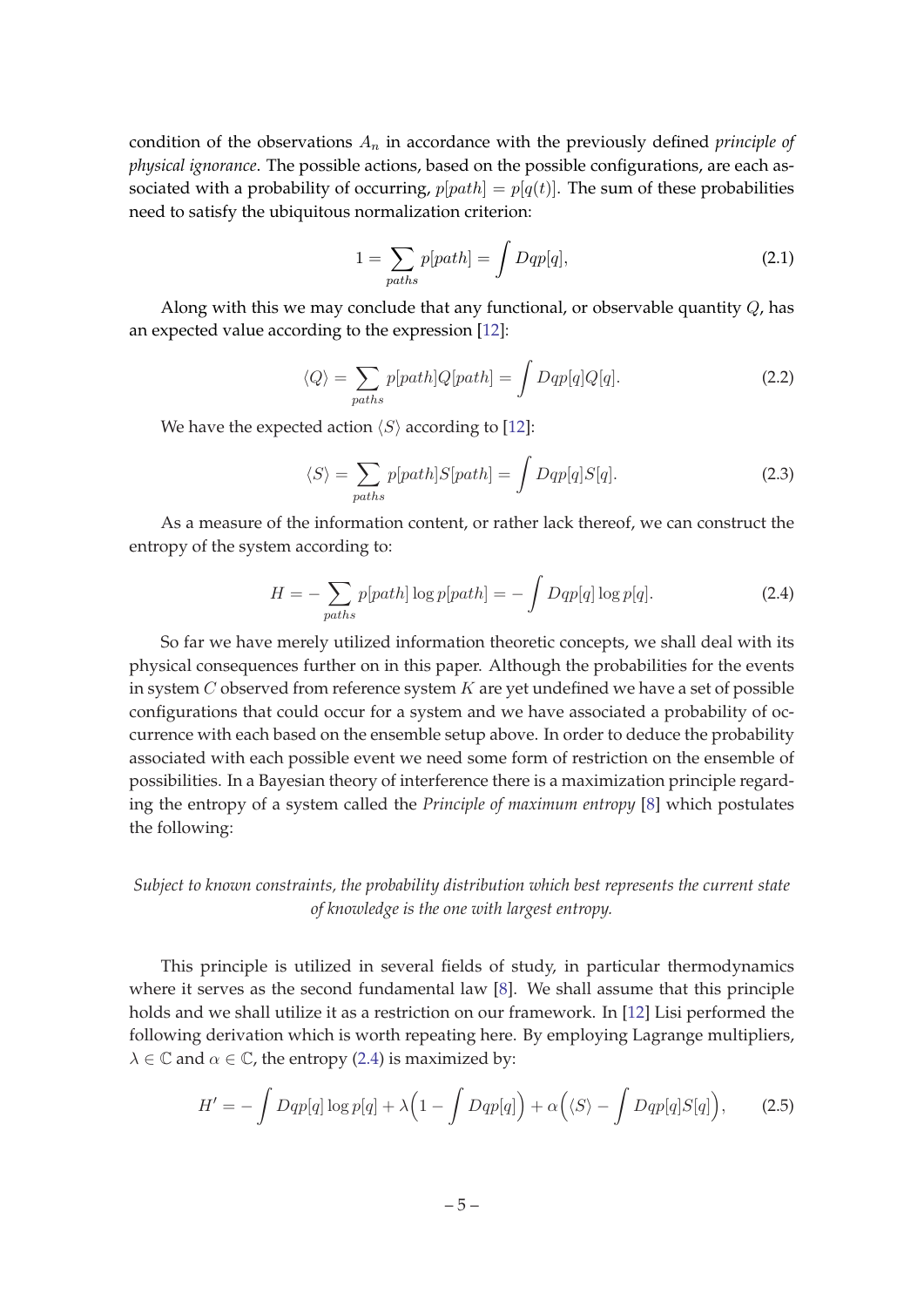condition of the observations $A_n$ in accordance with the previously defined *principle of physical ignorance*. The possible actions, based on the possible configurations, are each associated with a probability of occurring, $p[path] = p[q(t)]$. The sum of these probabilities need to satisfy the ubiquitous normalization criterion:

$$1 = \sum_{paths} p[path] = \int Dqp[q], \tag{2.1}$$

Along with this we may conclude that any functional, or observable quantity $Q$, has an expected value according to the expression [12]:

$$\langle Q \rangle = \sum_{paths} p[path]Q[path] = \int Dqp[q]Q[q]. \tag{2.2}$$

We have the expected action $\langle S \rangle$ according to [12]:

$$\langle S \rangle = \sum_{paths} p[path]S[path] = \int Dqp[q]S[q]. \tag{2.3}$$

As a measure of the information content, or rather lack thereof, we can construct the entropy of the system according to:

$$H = -\sum_{paths} p[path] \log p[path] = -\int Dqp[q] \log p[q]. \tag{2.4}$$

So far we have merely utilized information theoretic concepts, we shall deal with its physical consequences further on in this paper. Although the probabilities for the events in system $C$ observed from reference system $K$ are yet undefined we have a set of possible configurations that could occur for a system and we have associated a probability of occurrence with each based on the ensemble setup above. In order to deduce the probability associated with each possible event we need some form of restriction on the ensemble of possibilities. In a Bayesian theory of interference there is a maximization principle regarding the entropy of a system called the *Principle of maximum entropy* [8] which postulates the following:

*Subject to known constraints, the probability distribution which best represents the current state of knowledge is the one with largest entropy.*

This principle is utilized in several fields of study, in particular thermodynamics where it serves as the second fundamental law [8]. We shall assume that this principle holds and we shall utilize it as a restriction on our framework. In [12] Lisi performed the following derivation which is worth repeating here. By employing Lagrange multipliers, $\lambda \in \mathbb{C}$ and $\alpha \in \mathbb{C}$, the entropy (2.4) is maximized by:

$$H' = -\int Dqp[q] \log p[q] + \lambda\Big(1 - \int Dqp[q]\Big) + \alpha\Big(\langle S \rangle - \int Dqp[q]S[q]\Big), \tag{2.5}$$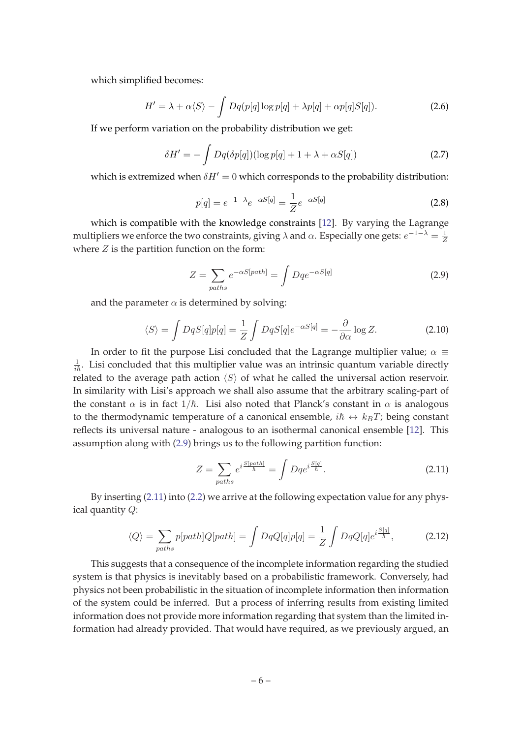which simplified becomes:

$$H' = \lambda + \alpha\langle S\rangle - \int Dq(p[q]\log p[q] + \lambda p[q] + \alpha p[q]S[q]). \tag{2.6}$$

If we perform variation on the probability distribution we get:

$$\delta H' = -\int Dq(\delta p[q])(\log p[q] + 1 + \lambda + \alpha S[q]) \tag{2.7}$$

which is extremized when $\delta H' = 0$ which corresponds to the probability distribution:

$$p[q] = e^{-1-\lambda}e^{-\alpha S[q]} = \frac{1}{Z}e^{-\alpha S[q]} \tag{2.8}$$

which is compatible with the knowledge constraints [12]. By varying the Lagrange multipliers we enforce the two constraints, giving $\lambda$ and $\alpha$. Especially one gets: $e^{-1-\lambda} = \frac{1}{Z}$ where $Z$ is the partition function on the form:

$$Z = \sum_{paths} e^{-\alpha S[path]} = \int Dq e^{-\alpha S[q]} \tag{2.9}$$

and the parameter $\alpha$ is determined by solving:

$$\langle S\rangle = \int Dq S[q]p[q] = \frac{1}{Z}\int Dq S[q]e^{-\alpha S[q]} = -\frac{\partial}{\partial\alpha}\log Z. \tag{2.10}$$

In order to fit the purpose Lisi concluded that the Lagrange multiplier value; $\alpha \equiv \frac{1}{i\hbar}$. Lisi concluded that this multiplier value was an intrinsic quantum variable directly related to the average path action $\langle S\rangle$ of what he called the universal action reservoir. In similarity with Lisi's approach we shall also assume that the arbitrary scaling-part of the constant $\alpha$ is in fact $1/\hbar$. Lisi also noted that Planck's constant in $\alpha$ is analogous to the thermodynamic temperature of a canonical ensemble, $i\hbar \leftrightarrow k_B T$; being constant reflects its universal nature - analogous to an isothermal canonical ensemble [12]. This assumption along with (2.9) brings us to the following partition function:

$$Z = \sum_{paths} e^{i\frac{S[path]}{\hbar}} = \int Dq e^{i\frac{S[q]}{\hbar}}. \tag{2.11}$$

By inserting (2.11) into (2.2) we arrive at the following expectation value for any physical quantity $Q$:

$$\langle Q\rangle = \sum_{paths} p[path]Q[path] = \int Dq Q[q]p[q] = \frac{1}{Z}\int Dq Q[q]e^{i\frac{S[q]}{\hbar}}, \tag{2.12}$$

This suggests that a consequence of the incomplete information regarding the studied system is that physics is inevitably based on a probabilistic framework. Conversely, had physics not been probabilistic in the situation of incomplete information then information of the system could be inferred. But a process of inferring results from existing limited information does not provide more information regarding that system than the limited information had already provided. That would have required, as we previously argued, an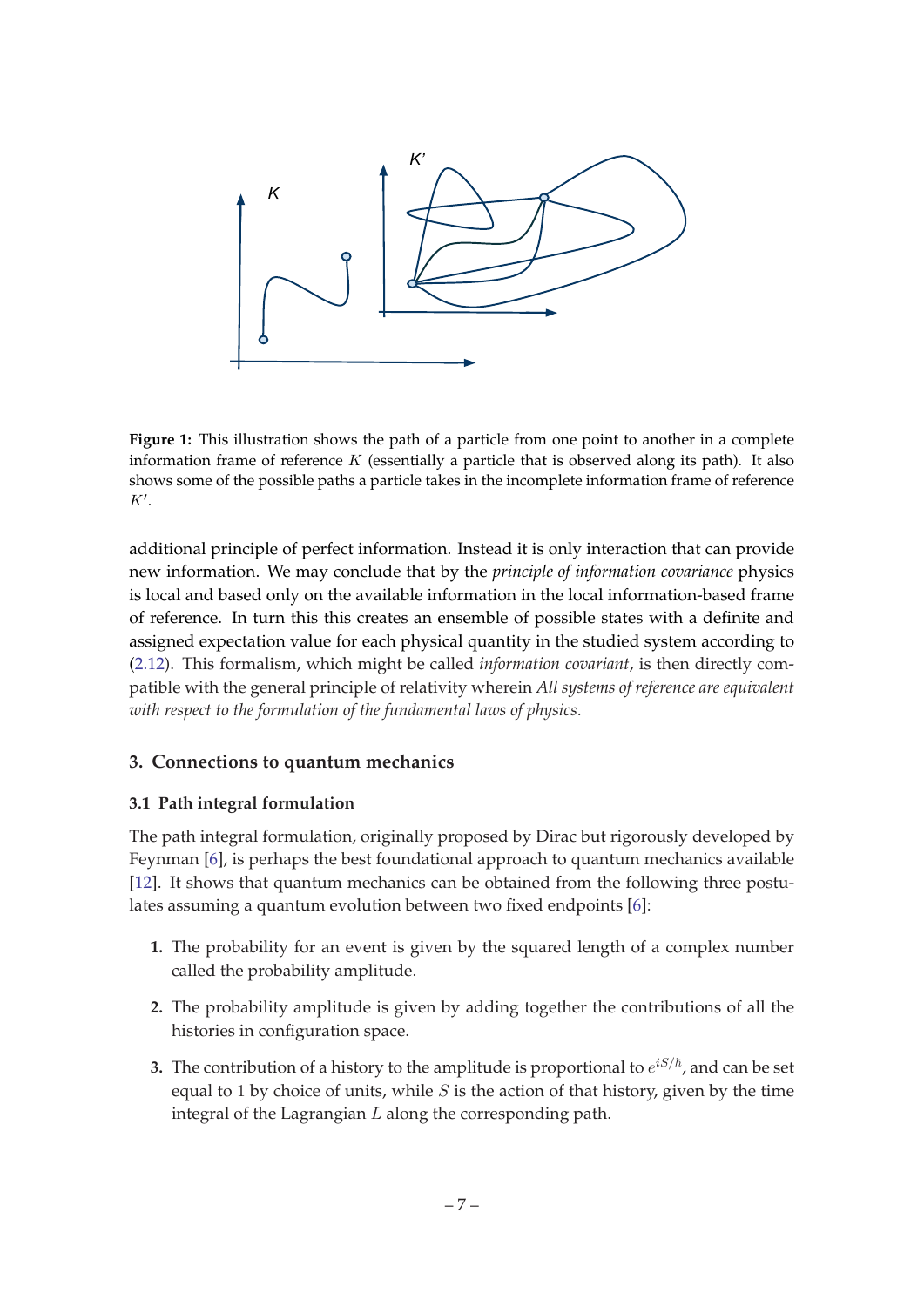**Figure 1:** This illustration shows the path of a particle from one point to another in a complete information frame of reference $K$ (essentially a particle that is observed along its path). It also shows some of the possible paths a particle takes in the incomplete information frame of reference $K'$.

additional principle of perfect information. Instead it is only interaction that can provide new information. We may conclude that by the *principle of information covariance* physics is local and based only on the available information in the local information-based frame of reference. In turn this this creates an ensemble of possible states with a definite and assigned expectation value for each physical quantity in the studied system according to (2.12). This formalism, which might be called *information covariant*, is then directly compatible with the general principle of relativity wherein *All systems of reference are equivalent with respect to the formulation of the fundamental laws of physics*.

## 3. Connections to quantum mechanics

### 3.1 Path integral formulation

The path integral formulation, originally proposed by Dirac but rigorously developed by Feynman [6], is perhaps the best foundational approach to quantum mechanics available [12]. It shows that quantum mechanics can be obtained from the following three postulates assuming a quantum evolution between two fixed endpoints [6]:

1. The probability for an event is given by the squared length of a complex number called the probability amplitude.

2. The probability amplitude is given by adding together the contributions of all the histories in configuration space.

3. The contribution of a history to the amplitude is proportional to $e^{iS/\hbar}$, and can be set equal to $1$ by choice of units, while $S$ is the action of that history, given by the time integral of the Lagrangian $L$ along the corresponding path.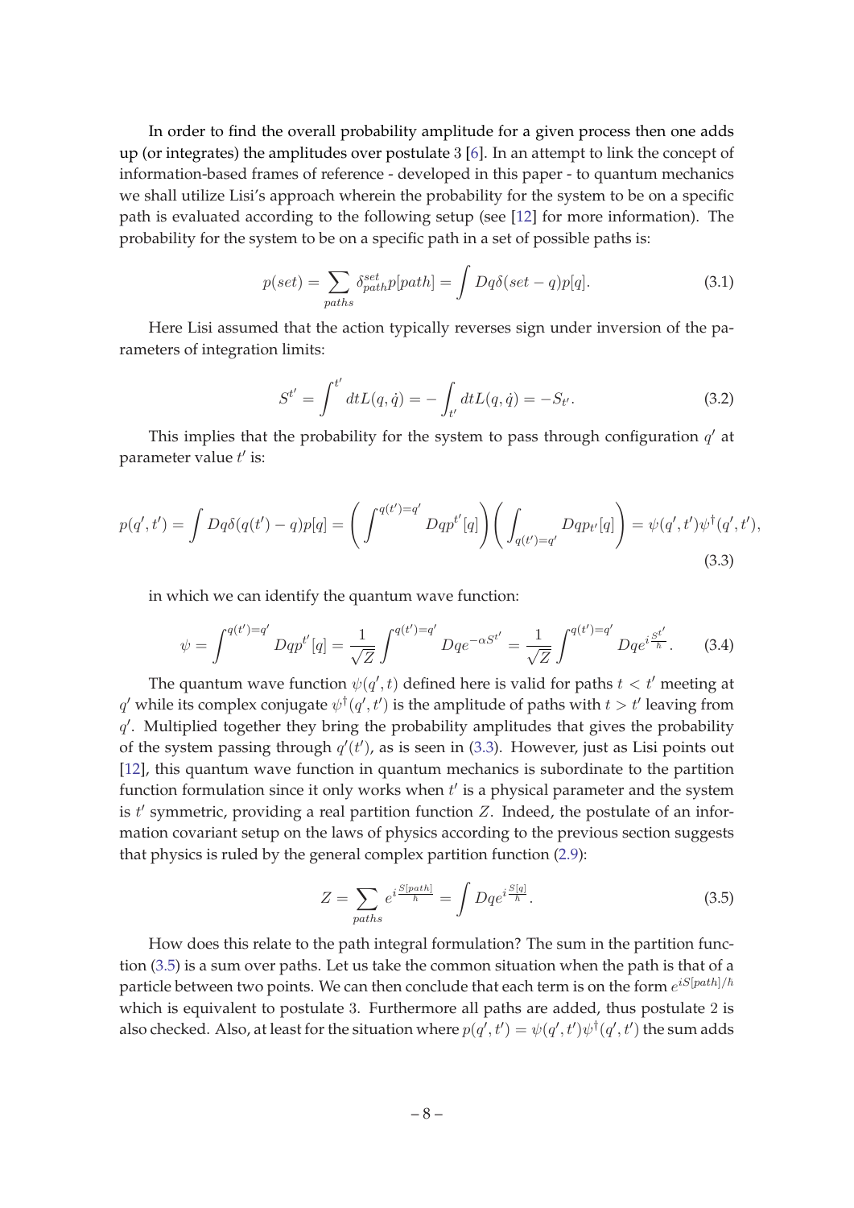In order to find the overall probability amplitude for a given process then one adds up (or integrates) the amplitudes over postulate 3 [6]. In an attempt to link the concept of information-based frames of reference - developed in this paper - to quantum mechanics we shall utilize Lisi's approach wherein the probability for the system to be on a specific path is evaluated according to the following setup (see [12] for more information). The probability for the system to be on a specific path in a set of possible paths is:

$$p(set) = \sum_{paths} \delta^{set}_{path} p[path] = \int Dq \delta(set - q) p[q]. \tag{3.1}$$

Here Lisi assumed that the action typically reverses sign under inversion of the parameters of integration limits:

$$S^{t'} = \int^{t'} dt L(q, \dot{q}) = - \int_{t'} dt L(q, \dot{q}) = -S_{t'}. \tag{3.2}$$

This implies that the probability for the system to pass through configuration $q'$ at parameter value $t'$ is:

$$p(q', t') = \int Dq \delta(q(t') - q) p[q] = \left( \int^{q(t')=q'} Dq p^{t'}[q] \right) \left( \int_{q(t')=q'} Dq p_{t'}[q] \right) = \psi(q', t') \psi^{\dagger}(q', t'), \tag{3.3}$$

in which we can identify the quantum wave function:

$$\psi = \int^{q(t')=q'} Dq p^{t'}[q] = \frac{1}{\sqrt{Z}} \int^{q(t')=q'} Dq e^{-\alpha S^{t'}} = \frac{1}{\sqrt{Z}} \int^{q(t')=q'} Dq e^{i \frac{S^{t'}}{\hbar}}. \tag{3.4}$$

The quantum wave function $\psi(q', t)$ defined here is valid for paths $t < t'$ meeting at $q'$ while its complex conjugate $\psi^{\dagger}(q', t')$ is the amplitude of paths with $t > t'$ leaving from $q'$. Multiplied together they bring the probability amplitudes that gives the probability of the system passing through $q'(t')$, as is seen in (3.3). However, just as Lisi points out [12], this quantum wave function in quantum mechanics is subordinate to the partition function formulation since it only works when $t'$ is a physical parameter and the system is $t'$ symmetric, providing a real partition function $Z$. Indeed, the postulate of an information covariant setup on the laws of physics according to the previous section suggests that physics is ruled by the general complex partition function (2.9):

$$Z = \sum_{paths} e^{i \frac{S[path]}{\hbar}} = \int Dq e^{i \frac{S[q]}{\hbar}}. \tag{3.5}$$

How does this relate to the path integral formulation? The sum in the partition function (3.5) is a sum over paths. Let us take the common situation when the path is that of a particle between two points. We can then conclude that each term is on the form $e^{iS[path]/\hbar}$ which is equivalent to postulate 3. Furthermore all paths are added, thus postulate 2 is also checked. Also, at least for the situation where $p(q', t') = \psi(q', t')\psi^{\dagger}(q', t')$ the sum adds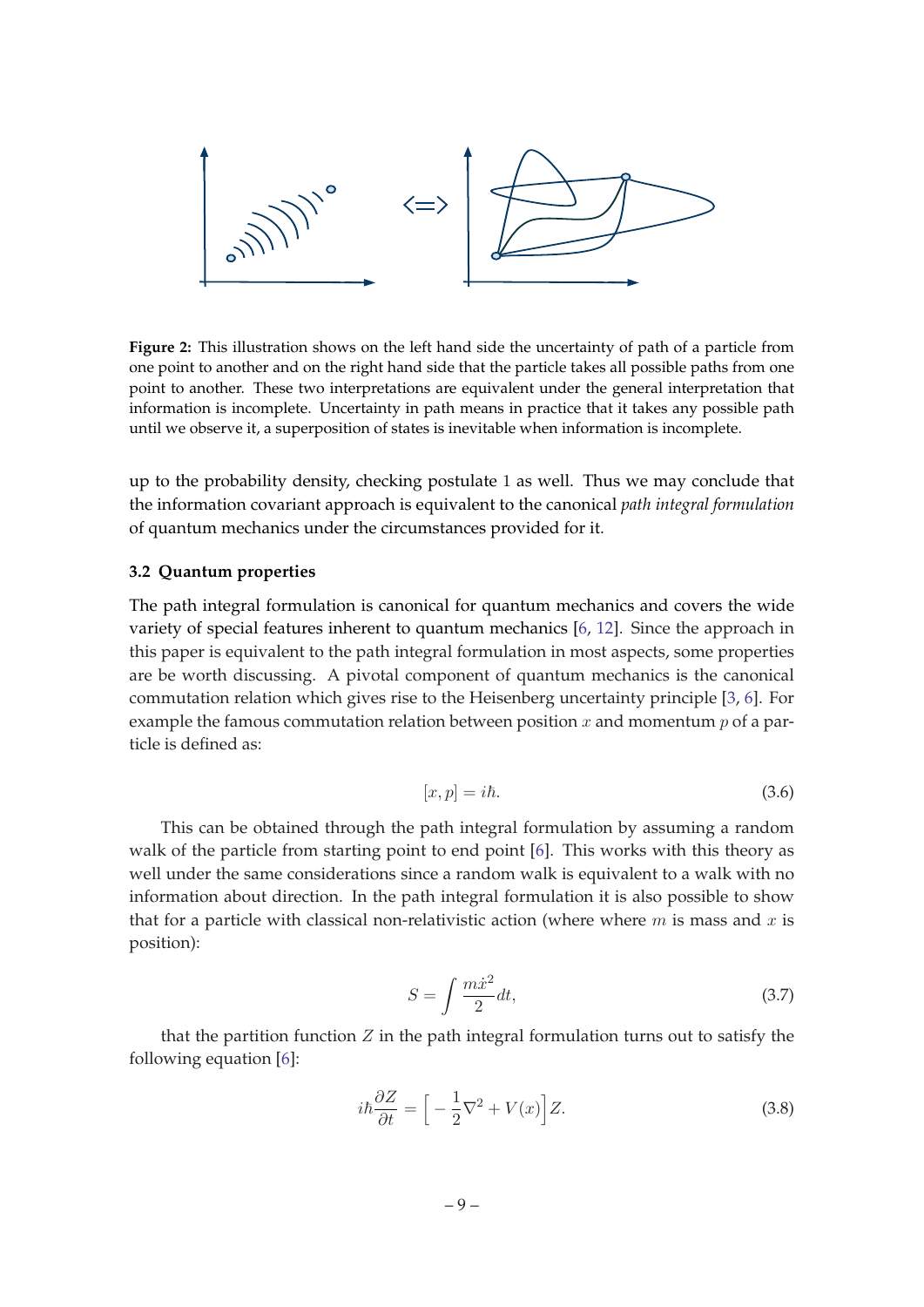**Figure 2:** This illustration shows on the left hand side the uncertainty of path of a particle from one point to another and on the right hand side that the particle takes all possible paths from one point to another. These two interpretations are equivalent under the general interpretation that information is incomplete. Uncertainty in path means in practice that it takes any possible path until we observe it, a superposition of states is inevitable when information is incomplete.

up to the probability density, checking postulate 1 as well. Thus we may conclude that the information covariant approach is equivalent to the canonical *path integral formulation* of quantum mechanics under the circumstances provided for it.

### 3.2 Quantum properties

The path integral formulation is canonical for quantum mechanics and covers the wide variety of special features inherent to quantum mechanics [6, 12]. Since the approach in this paper is equivalent to the path integral formulation in most aspects, some properties are be worth discussing. A pivotal component of quantum mechanics is the canonical commutation relation which gives rise to the Heisenberg uncertainty principle [3, 6]. For example the famous commutation relation between position $x$ and momentum $p$ of a particle is defined as:

$$[x, p] = i\hbar. \tag{3.6}$$

This can be obtained through the path integral formulation by assuming a random walk of the particle from starting point to end point [6]. This works with this theory as well under the same considerations since a random walk is equivalent to a walk with no information about direction. In the path integral formulation it is also possible to show that for a particle with classical non-relativistic action (where where $m$ is mass and $x$ is position):

$$S = \int \frac{m\dot{x}^2}{2} dt, \tag{3.7}$$

that the partition function $Z$ in the path integral formulation turns out to satisfy the following equation [6]:

$$i\hbar \frac{\partial Z}{\partial t} = \Big[ -\frac{1}{2}\nabla^2 + V(x) \Big] Z. \tag{3.8}$$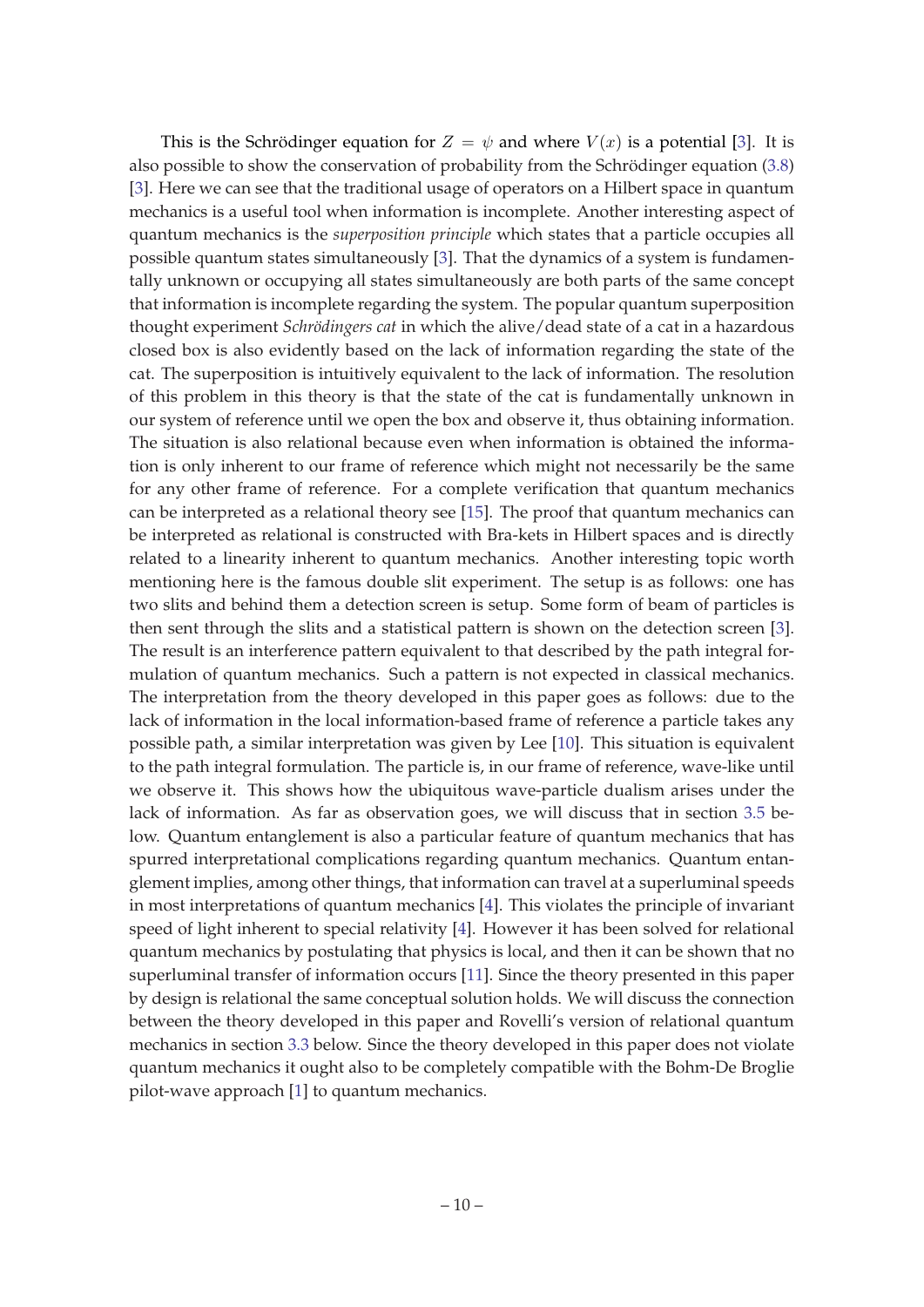This is the Schrödinger equation for $Z = \psi$ and where $V(x)$ is a potential [3]. It is also possible to show the conservation of probability from the Schrödinger equation (3.8) [3]. Here we can see that the traditional usage of operators on a Hilbert space in quantum mechanics is a useful tool when information is incomplete. Another interesting aspect of quantum mechanics is the *superposition principle* which states that a particle occupies all possible quantum states simultaneously [3]. That the dynamics of a system is fundamentally unknown or occupying all states simultaneously are both parts of the same concept that information is incomplete regarding the system. The popular quantum superposition thought experiment *Schrödingers cat* in which the alive/dead state of a cat in a hazardous closed box is also evidently based on the lack of information regarding the state of the cat. The superposition is intuitively equivalent to the lack of information. The resolution of this problem in this theory is that the state of the cat is fundamentally unknown in our system of reference until we open the box and observe it, thus obtaining information. The situation is also relational because even when information is obtained the information is only inherent to our frame of reference which might not necessarily be the same for any other frame of reference. For a complete verification that quantum mechanics can be interpreted as a relational theory see [15]. The proof that quantum mechanics can be interpreted as relational is constructed with Bra-kets in Hilbert spaces and is directly related to a linearity inherent to quantum mechanics. Another interesting topic worth mentioning here is the famous double slit experiment. The setup is as follows: one has two slits and behind them a detection screen is setup. Some form of beam of particles is then sent through the slits and a statistical pattern is shown on the detection screen [3]. The result is an interference pattern equivalent to that described by the path integral formulation of quantum mechanics. Such a pattern is not expected in classical mechanics. The interpretation from the theory developed in this paper goes as follows: due to the lack of information in the local information-based frame of reference a particle takes any possible path, a similar interpretation was given by Lee [10]. This situation is equivalent to the path integral formulation. The particle is, in our frame of reference, wave-like until we observe it. This shows how the ubiquitous wave-particle dualism arises under the lack of information. As far as observation goes, we will discuss that in section 3.5 below. Quantum entanglement is also a particular feature of quantum mechanics that has spurred interpretational complications regarding quantum mechanics. Quantum entanglement implies, among other things, that information can travel at a superluminal speeds in most interpretations of quantum mechanics [4]. This violates the principle of invariant speed of light inherent to special relativity [4]. However it has been solved for relational quantum mechanics by postulating that physics is local, and then it can be shown that no superluminal transfer of information occurs [11]. Since the theory presented in this paper by design is relational the same conceptual solution holds. We will discuss the connection between the theory developed in this paper and Rovelli's version of relational quantum mechanics in section 3.3 below. Since the theory developed in this paper does not violate quantum mechanics it ought also to be completely compatible with the Bohm-De Broglie pilot-wave approach [1] to quantum mechanics.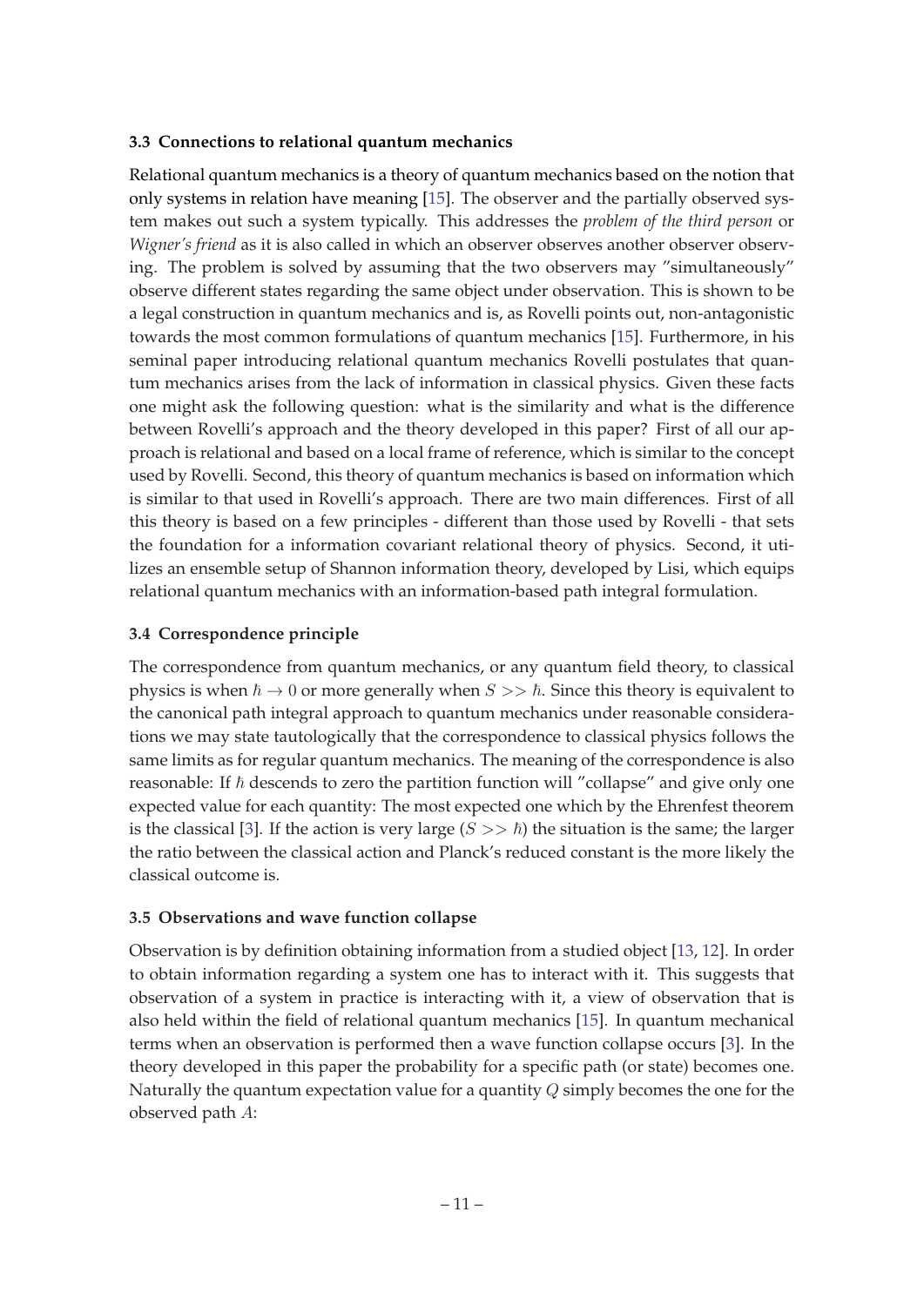### 3.3 Connections to relational quantum mechanics

Relational quantum mechanics is a theory of quantum mechanics based on the notion that only systems in relation have meaning [15]. The observer and the partially observed system makes out such a system typically. This addresses the *problem of the third person* or *Wigner's friend* as it is also called in which an observer observes another observer observing. The problem is solved by assuming that the two observers may "simultaneously" observe different states regarding the same object under observation. This is shown to be a legal construction in quantum mechanics and is, as Rovelli points out, non-antagonistic towards the most common formulations of quantum mechanics [15]. Furthermore, in his seminal paper introducing relational quantum mechanics Rovelli postulates that quantum mechanics arises from the lack of information in classical physics. Given these facts one might ask the following question: what is the similarity and what is the difference between Rovelli's approach and the theory developed in this paper? First of all our approach is relational and based on a local frame of reference, which is similar to the concept used by Rovelli. Second, this theory of quantum mechanics is based on information which is similar to that used in Rovelli's approach. There are two main differences. First of all this theory is based on a few principles - different than those used by Rovelli - that sets the foundation for a information covariant relational theory of physics. Second, it utilizes an ensemble setup of Shannon information theory, developed by Lisi, which equips relational quantum mechanics with an information-based path integral formulation.

### 3.4 Correspondence principle

The correspondence from quantum mechanics, or any quantum field theory, to classical physics is when $\hbar \to 0$ or more generally when $S >> \hbar$. Since this theory is equivalent to the canonical path integral approach to quantum mechanics under reasonable considerations we may state tautologically that the correspondence to classical physics follows the same limits as for regular quantum mechanics. The meaning of the correspondence is also reasonable: If $\hbar$ descends to zero the partition function will "collapse" and give only one expected value for each quantity: The most expected one which by the Ehrenfest theorem is the classical [3]. If the action is very large ($S >> \hbar$) the situation is the same; the larger the ratio between the classical action and Planck's reduced constant is the more likely the classical outcome is.

### 3.5 Observations and wave function collapse

Observation is by definition obtaining information from a studied object [13, 12]. In order to obtain information regarding a system one has to interact with it. This suggests that observation of a system in practice is interacting with it, a view of observation that is also held within the field of relational quantum mechanics [15]. In quantum mechanical terms when an observation is performed then a wave function collapse occurs [3]. In the theory developed in this paper the probability for a specific path (or state) becomes one. Naturally the quantum expectation value for a quantity $Q$ simply becomes the one for the observed path $A$: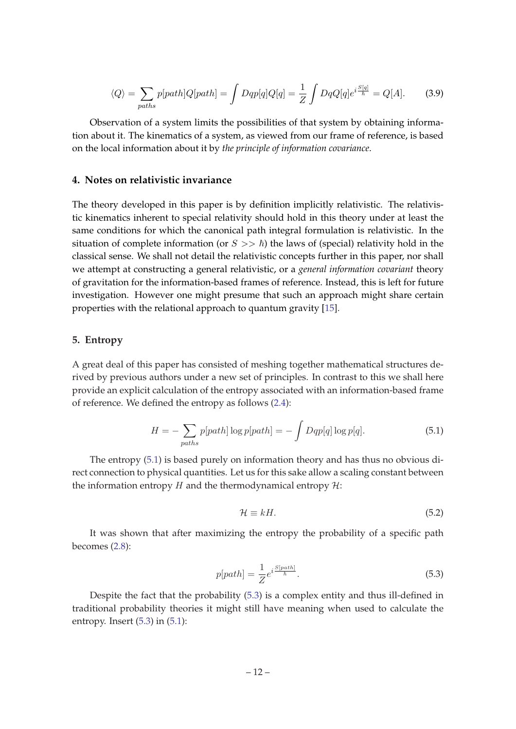$$\langle Q \rangle = \sum_{paths} p[path] Q[path] = \int Dq p[q] Q[q] = \frac{1}{Z} \int Dq Q[q] e^{i\frac{S[q]}{\hbar}} = Q[A]. \tag{3.9}$$

Observation of a system limits the possibilities of that system by obtaining information about it. The kinematics of a system, as viewed from our frame of reference, is based on the local information about it by *the principle of information covariance*.

## 4. Notes on relativistic invariance

The theory developed in this paper is by definition implicitly relativistic. The relativistic kinematics inherent to special relativity should hold in this theory under at least the same conditions for which the canonical path integral formulation is relativistic. In the situation of complete information (or $S >> \hbar$) the laws of (special) relativity hold in the classical sense. We shall not detail the relativistic concepts further in this paper, nor shall we attempt at constructing a general relativistic, or a *general information covariant* theory of gravitation for the information-based frames of reference. Instead, this is left for future investigation. However one might presume that such an approach might share certain properties with the relational approach to quantum gravity [15].

## 5. Entropy

A great deal of this paper has consisted of meshing together mathematical structures derived by previous authors under a new set of principles. In contrast to this we shall here provide an explicit calculation of the entropy associated with an information-based frame of reference. We defined the entropy as follows (2.4):

$$H = -\sum_{paths} p[path] \log p[path] = -\int Dq p[q] \log p[q]. \tag{5.1}$$

The entropy (5.1) is based purely on information theory and has thus no obvious direct connection to physical quantities. Let us for this sake allow a scaling constant between the information entropy $H$ and the thermodynamical entropy $\mathcal{H}$:

$$\mathcal{H} \equiv kH. \tag{5.2}$$

It was shown that after maximizing the entropy the probability of a specific path becomes (2.8):

$$p[path] = \frac{1}{Z} e^{i\frac{S[path]}{\hbar}}. \tag{5.3}$$

Despite the fact that the probability (5.3) is a complex entity and thus ill-defined in traditional probability theories it might still have meaning when used to calculate the entropy. Insert (5.3) in (5.1):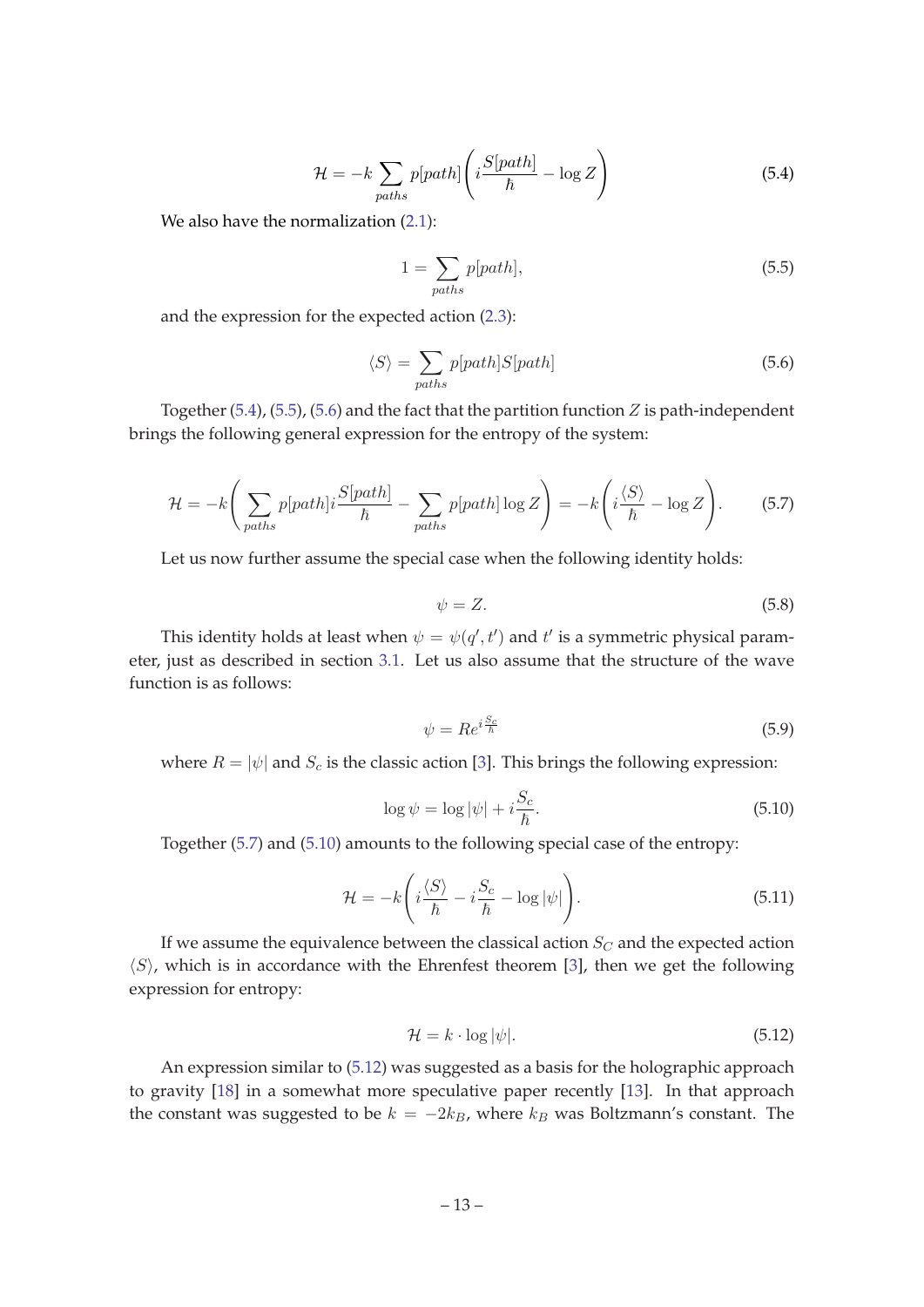$$\mathcal{H} = -k \sum_{paths} p[path] \left( i \frac{S[path]}{\hbar} - \log Z \right) \tag{5.4}$$

We also have the normalization (2.1):

$$1 = \sum_{paths} p[path], \tag{5.5}$$

and the expression for the expected action (2.3):

$$\langle S \rangle = \sum_{paths} p[path] S[path] \tag{5.6}$$

Together (5.4), (5.5), (5.6) and the fact that the partition function $Z$ is path-independent brings the following general expression for the entropy of the system:

$$\mathcal{H} = -k \left( \sum_{paths} p[path] i \frac{S[path]}{\hbar} - \sum_{paths} p[path] \log Z \right) = -k \left( i \frac{\langle S \rangle}{\hbar} - \log Z \right). \tag{5.7}$$

Let us now further assume the special case when the following identity holds:

$$\psi = Z. \tag{5.8}$$

This identity holds at least when $\psi = \psi(q', t')$ and $t'$ is a symmetric physical parameter, just as described in section 3.1. Let us also assume that the structure of the wave function is as follows:

$$\psi = R e^{i \frac{S_c}{\hbar}} \tag{5.9}$$

where $R = |\psi|$ and $S_c$ is the classic action [3]. This brings the following expression:

$$\log \psi = \log |\psi| + i \frac{S_c}{\hbar}. \tag{5.10}$$

Together (5.7) and (5.10) amounts to the following special case of the entropy:

$$\mathcal{H} = -k \left( i \frac{\langle S \rangle}{\hbar} - i \frac{S_c}{\hbar} - \log |\psi| \right). \tag{5.11}$$

If we assume the equivalence between the classical action $S_C$ and the expected action $\langle S \rangle$, which is in accordance with the Ehrenfest theorem [3], then we get the following expression for entropy:

$$\mathcal{H} = k \cdot \log |\psi|. \tag{5.12}$$

An expression similar to (5.12) was suggested as a basis for the holographic approach to gravity [18] in a somewhat more speculative paper recently [13]. In that approach the constant was suggested to be $k = -2k_B$, where $k_B$ was Boltzmann's constant. The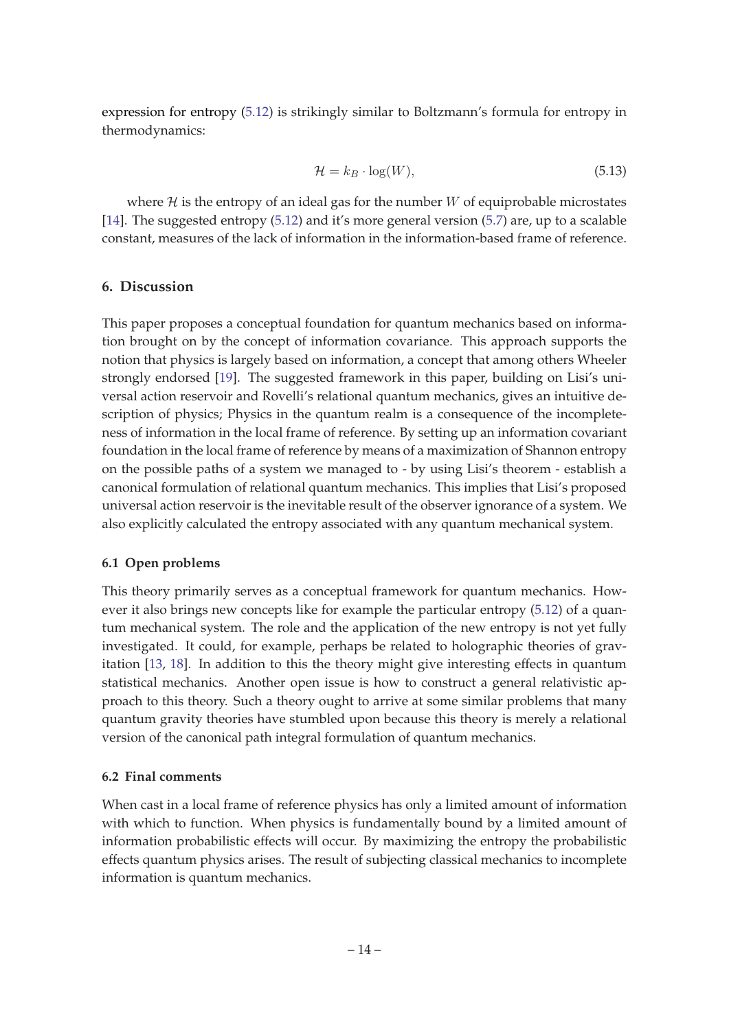expression for entropy (5.12) is strikingly similar to Boltzmann's formula for entropy in thermodynamics:

$$\mathcal{H} = k_B \cdot \log(W), \tag{5.13}$$

where $\mathcal{H}$ is the entropy of an ideal gas for the number $W$ of equiprobable microstates [14]. The suggested entropy (5.12) and it's more general version (5.7) are, up to a scalable constant, measures of the lack of information in the information-based frame of reference.

## 6. Discussion

This paper proposes a conceptual foundation for quantum mechanics based on information brought on by the concept of information covariance. This approach supports the notion that physics is largely based on information, a concept that among others Wheeler strongly endorsed [19]. The suggested framework in this paper, building on Lisi's universal action reservoir and Rovelli's relational quantum mechanics, gives an intuitive description of physics; Physics in the quantum realm is a consequence of the incompleteness of information in the local frame of reference. By setting up an information covariant foundation in the local frame of reference by means of a maximization of Shannon entropy on the possible paths of a system we managed to - by using Lisi's theorem - establish a canonical formulation of relational quantum mechanics. This implies that Lisi's proposed universal action reservoir is the inevitable result of the observer ignorance of a system. We also explicitly calculated the entropy associated with any quantum mechanical system.

### 6.1 Open problems

This theory primarily serves as a conceptual framework for quantum mechanics. However it also brings new concepts like for example the particular entropy (5.12) of a quantum mechanical system. The role and the application of the new entropy is not yet fully investigated. It could, for example, perhaps be related to holographic theories of gravitation [13, 18]. In addition to this the theory might give interesting effects in quantum statistical mechanics. Another open issue is how to construct a general relativistic approach to this theory. Such a theory ought to arrive at some similar problems that many quantum gravity theories have stumbled upon because this theory is merely a relational version of the canonical path integral formulation of quantum mechanics.

### 6.2 Final comments

When cast in a local frame of reference physics has only a limited amount of information with which to function. When physics is fundamentally bound by a limited amount of information probabilistic effects will occur. By maximizing the entropy the probabilistic effects quantum physics arises. The result of subjecting classical mechanics to incomplete information is quantum mechanics.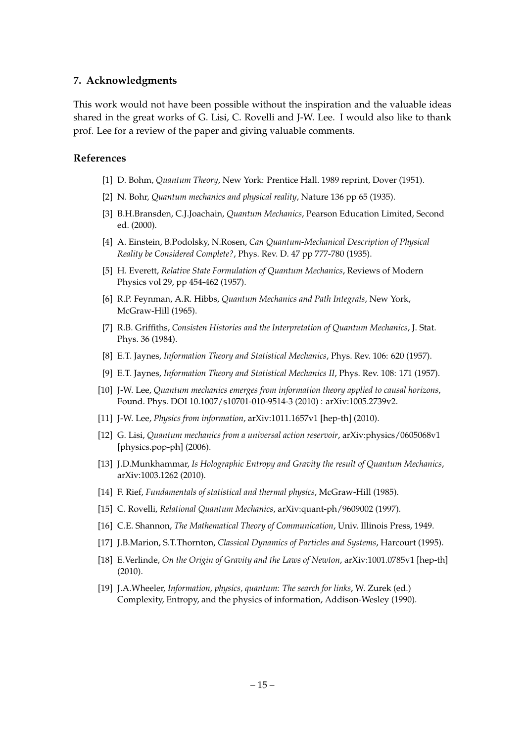## 7. Acknowledgments

This work would not have been possible without the inspiration and the valuable ideas shared in the great works of G. Lisi, C. Rovelli and J-W. Lee. I would also like to thank prof. Lee for a review of the paper and giving valuable comments.

## References

[1] D. Bohm, *Quantum Theory*, New York: Prentice Hall. 1989 reprint, Dover (1951).

[2] N. Bohr, *Quantum mechanics and physical reality*, Nature 136 pp 65 (1935).

[3] B.H.Bransden, C.J.Joachain, *Quantum Mechanics*, Pearson Education Limited, Second ed. (2000).

[4] A. Einstein, B.Podolsky, N.Rosen, *Can Quantum-Mechanical Description of Physical Reality be Considered Complete?*, Phys. Rev. D. 47 pp 777-780 (1935).

[5] H. Everett, *Relative State Formulation of Quantum Mechanics*, Reviews of Modern Physics vol 29, pp 454-462 (1957).

[6] R.P. Feynman, A.R. Hibbs, *Quantum Mechanics and Path Integrals*, New York, McGraw-Hill (1965).

[7] R.B. Griffiths, *Consisten Histories and the Interpretation of Quantum Mechanics*, J. Stat. Phys. 36 (1984).

[8] E.T. Jaynes, *Information Theory and Statistical Mechanics*, Phys. Rev. 106: 620 (1957).

[9] E.T. Jaynes, *Information Theory and Statistical Mechanics II*, Phys. Rev. 108: 171 (1957).

[10] J-W. Lee, *Quantum mechanics emerges from information theory applied to causal horizons*, Found. Phys. DOI 10.1007/s10701-010-9514-3 (2010) : arXiv:1005.2739v2.

[11] J-W. Lee, *Physics from information*, arXiv:1011.1657v1 [hep-th] (2010).

[12] G. Lisi, *Quantum mechanics from a universal action reservoir*, arXiv:physics/0605068v1 [physics.pop-ph] (2006).

[13] J.D.Munkhammar, *Is Holographic Entropy and Gravity the result of Quantum Mechanics*, arXiv:1003.1262 (2010).

[14] F. Rief, *Fundamentals of statistical and thermal physics*, McGraw-Hill (1985).

[15] C. Rovelli, *Relational Quantum Mechanics*, arXiv:quant-ph/9609002 (1997).

[16] C.E. Shannon, *The Mathematical Theory of Communication*, Univ. Illinois Press, 1949.

[17] J.B.Marion, S.T.Thornton, *Classical Dynamics of Particles and Systems*, Harcourt (1995).

[18] E.Verlinde, *On the Origin of Gravity and the Laws of Newton*, arXiv:1001.0785v1 [hep-th] (2010).

[19] J.A.Wheeler, *Information, physics, quantum: The search for links*, W. Zurek (ed.) Complexity, Entropy, and the physics of information, Addison-Wesley (1990).